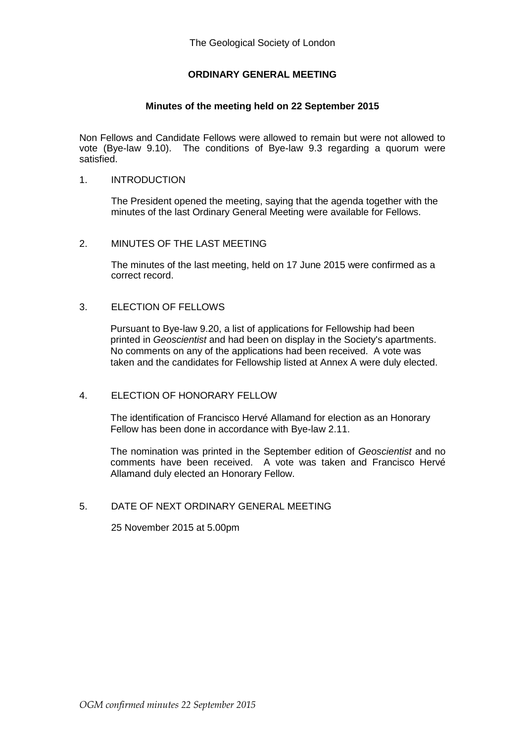The Geological Society of London

**ORDINARY GENERAL MEETING**

**Minutes of the meeting held on 22 September 2015**

Non Fellows and Candidate Fellows were allowed to remain but were not allowed to vote (Bye-law 9.10). The conditions of Bye-law 9.3 regarding a quorum were satisfied.

1. INTRODUCTION

   The President opened the meeting, saying that the agenda together with the minutes of the last Ordinary General Meeting were available for Fellows.

2. MINUTES OF THE LAST MEETING

   The minutes of the last meeting, held on 17 June 2015 were confirmed as a correct record.

3. ELECTION OF FELLOWS

   Pursuant to Bye-law 9.20, a list of applications for Fellowship had been printed in *Geoscientist* and had been on display in the Society's apartments. No comments on any of the applications had been received. A vote was taken and the candidates for Fellowship listed at Annex A were duly elected.

4. ELECTION OF HONORARY FELLOW

   The identification of Francisco Hervé Allamand for election as an Honorary Fellow has been done in accordance with Bye-law 2.11.

   The nomination was printed in the September edition of *Geoscientist* and no comments have been received. A vote was taken and Francisco Hervé Allamand duly elected an Honorary Fellow.

5. DATE OF NEXT ORDINARY GENERAL MEETING

   25 November 2015 at 5.00pm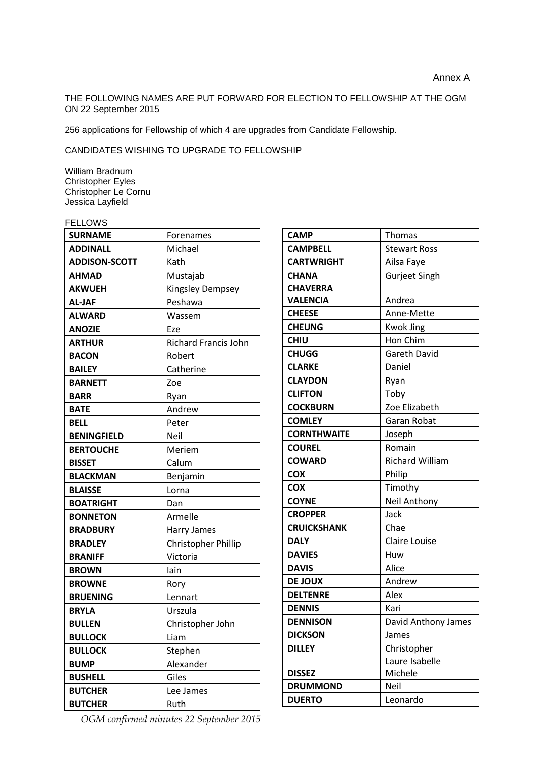Annex A

THE FOLLOWING NAMES ARE PUT FORWARD FOR ELECTION TO FELLOWSHIP AT THE OGM ON 22 September 2015

256 applications for Fellowship of which 4 are upgrades from Candidate Fellowship.

CANDIDATES WISHING TO UPGRADE TO FELLOWSHIP

William Bradnum
Christopher Eyles
Christopher Le Cornu
Jessica Layfield

FELLOWS

| SURNAME | Forenames |
|---|---|
| **ADDINALL** | Michael |
| **ADDISON-SCOTT** | Kath |
| **AHMAD** | Mustajab |
| **AKWUEH** | Kingsley Dempsey |
| **AL-JAF** | Peshawa |
| **ALWARD** | Wassem |
| **ANOZIE** | Eze |
| **ARTHUR** | Richard Francis John |
| **BACON** | Robert |
| **BAILEY** | Catherine |
| **BARNETT** | Zoe |
| **BARR** | Ryan |
| **BATE** | Andrew |
| **BELL** | Peter |
| **BENINGFIELD** | Neil |
| **BERTOUCHE** | Meriem |
| **BISSET** | Calum |
| **BLACKMAN** | Benjamin |
| **BLAISSE** | Lorna |
| **BOATRIGHT** | Dan |
| **BONNETON** | Armelle |
| **BRADBURY** | Harry James |
| **BRADLEY** | Christopher Phillip |
| **BRANIFF** | Victoria |
| **BROWN** | Iain |
| **BROWNE** | Rory |
| **BRUENING** | Lennart |
| **BRYLA** | Urszula |
| **BULLEN** | Christopher John |
| **BULLOCK** | Liam |
| **BULLOCK** | Stephen |
| **BUMP** | Alexander |
| **BUSHELL** | Giles |
| **BUTCHER** | Lee James |
| **BUTCHER** | Ruth |
| **CAMP** | Thomas |
| **CAMPBELL** | Stewart Ross |
| **CARTWRIGHT** | Ailsa Faye |
| **CHANA** | Gurjeet Singh |
| **CHAVERRA VALENCIA** | Andrea |
| **CHEESE** | Anne-Mette |
| **CHEUNG** | Kwok Jing |
| **CHIU** | Hon Chim |
| **CHUGG** | Gareth David |
| **CLARKE** | Daniel |
| **CLAYDON** | Ryan |
| **CLIFTON** | Toby |
| **COCKBURN** | Zoe Elizabeth |
| **COMLEY** | Garan Robat |
| **CORNTHWAITE** | Joseph |
| **COUREL** | Romain |
| **COWARD** | Richard William |
| **COX** | Philip |
| **COX** | Timothy |
| **COYNE** | Neil Anthony |
| **CROPPER** | Jack |
| **CRUICKSHANK** | Chae |
| **DALY** | Claire Louise |
| **DAVIES** | Huw |
| **DAVIS** | Alice |
| **DE JOUX** | Andrew |
| **DELTENRE** | Alex |
| **DENNIS** | Kari |
| **DENNISON** | David Anthony James |
| **DICKSON** | James |
| **DILLEY** | Christopher |
| **DISSEZ** | Laure Isabelle Michele |
| **DRUMMOND** | Neil |
| **DUERTO** | Leonardo |

*OGM confirmed minutes 22 September 2015*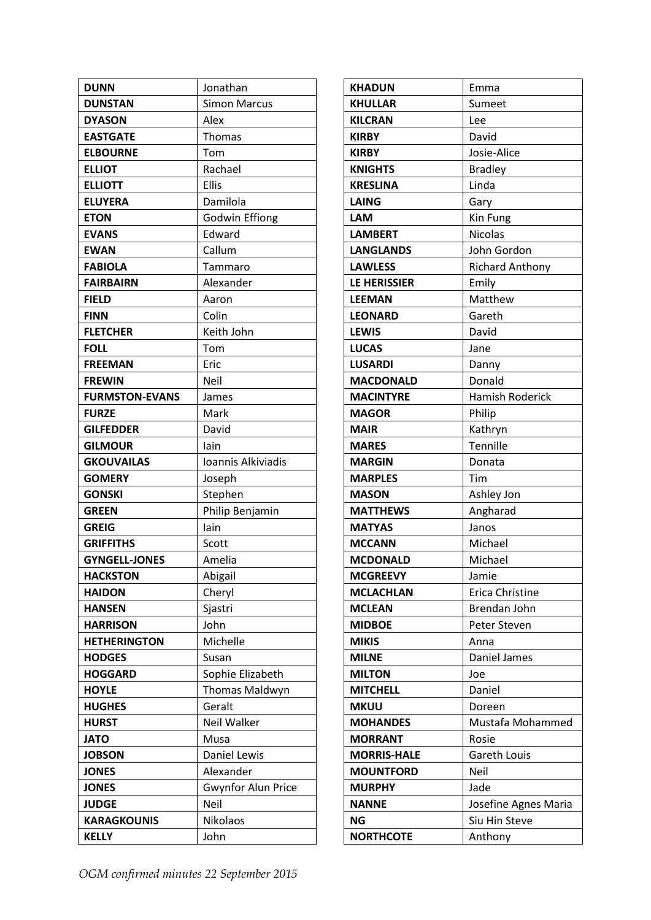| **DUNN** | Jonathan |
|---|---|
| **DUNSTAN** | Simon Marcus |
| **DYASON** | Alex |
| **EASTGATE** | Thomas |
| **ELBOURNE** | Tom |
| **ELLIOT** | Rachael |
| **ELLIOTT** | Ellis |
| **ELUYERA** | Damilola |
| **ETON** | Godwin Effiong |
| **EVANS** | Edward |
| **EWAN** | Callum |
| **FABIOLA** | Tammaro |
| **FAIRBAIRN** | Alexander |
| **FIELD** | Aaron |
| **FINN** | Colin |
| **FLETCHER** | Keith John |
| **FOLL** | Tom |
| **FREEMAN** | Eric |
| **FREWIN** | Neil |
| **FURMSTON-EVANS** | James |
| **FURZE** | Mark |
| **GILFEDDER** | David |
| **GILMOUR** | Iain |
| **GKOUVAILAS** | Ioannis Alkiviadis |
| **GOMERY** | Joseph |
| **GONSKI** | Stephen |
| **GREEN** | Philip Benjamin |
| **GREIG** | Iain |
| **GRIFFITHS** | Scott |
| **GYNGELL-JONES** | Amelia |
| **HACKSTON** | Abigail |
| **HAIDON** | Cheryl |
| **HANSEN** | Sjastri |
| **HARRISON** | John |
| **HETHERINGTON** | Michelle |
| **HODGES** | Susan |
| **HOGGARD** | Sophie Elizabeth |
| **HOYLE** | Thomas Maldwyn |
| **HUGHES** | Geralt |
| **HURST** | Neil Walker |
| **JATO** | Musa |
| **JOBSON** | Daniel Lewis |
| **JONES** | Alexander |
| **JONES** | Gwynfor Alun Price |
| **JUDGE** | Neil |
| **KARAGKOUNIS** | Nikolaos |
| **KELLY** | John |

| **KHADUN** | Emma |
|---|---|
| **KHULLAR** | Sumeet |
| **KILCRAN** | Lee |
| **KIRBY** | David |
| **KIRBY** | Josie-Alice |
| **KNIGHTS** | Bradley |
| **KRESLINA** | Linda |
| **LAING** | Gary |
| **LAM** | Kin Fung |
| **LAMBERT** | Nicolas |
| **LANGLANDS** | John Gordon |
| **LAWLESS** | Richard Anthony |
| **LE HERISSIER** | Emily |
| **LEEMAN** | Matthew |
| **LEONARD** | Gareth |
| **LEWIS** | David |
| **LUCAS** | Jane |
| **LUSARDI** | Danny |
| **MACDONALD** | Donald |
| **MACINTYRE** | Hamish Roderick |
| **MAGOR** | Philip |
| **MAIR** | Kathryn |
| **MARES** | Tennille |
| **MARGIN** | Donata |
| **MARPLES** | Tim |
| **MASON** | Ashley Jon |
| **MATTHEWS** | Angharad |
| **MATYAS** | Janos |
| **MCCANN** | Michael |
| **MCDONALD** | Michael |
| **MCGREEVY** | Jamie |
| **MCLACHLAN** | Erica Christine |
| **MCLEAN** | Brendan John |
| **MIDBOE** | Peter Steven |
| **MIKIS** | Anna |
| **MILNE** | Daniel James |
| **MILTON** | Joe |
| **MITCHELL** | Daniel |
| **MKUU** | Doreen |
| **MOHANDES** | Mustafa Mohammed |
| **MORRANT** | Rosie |
| **MORRIS-HALE** | Gareth Louis |
| **MOUNTFORD** | Neil |
| **MURPHY** | Jade |
| **NANNE** | Josefine Agnes Maria |
| **NG** | Siu Hin Steve |
| **NORTHCOTE** | Anthony |

*OGM confirmed minutes 22 September 2015*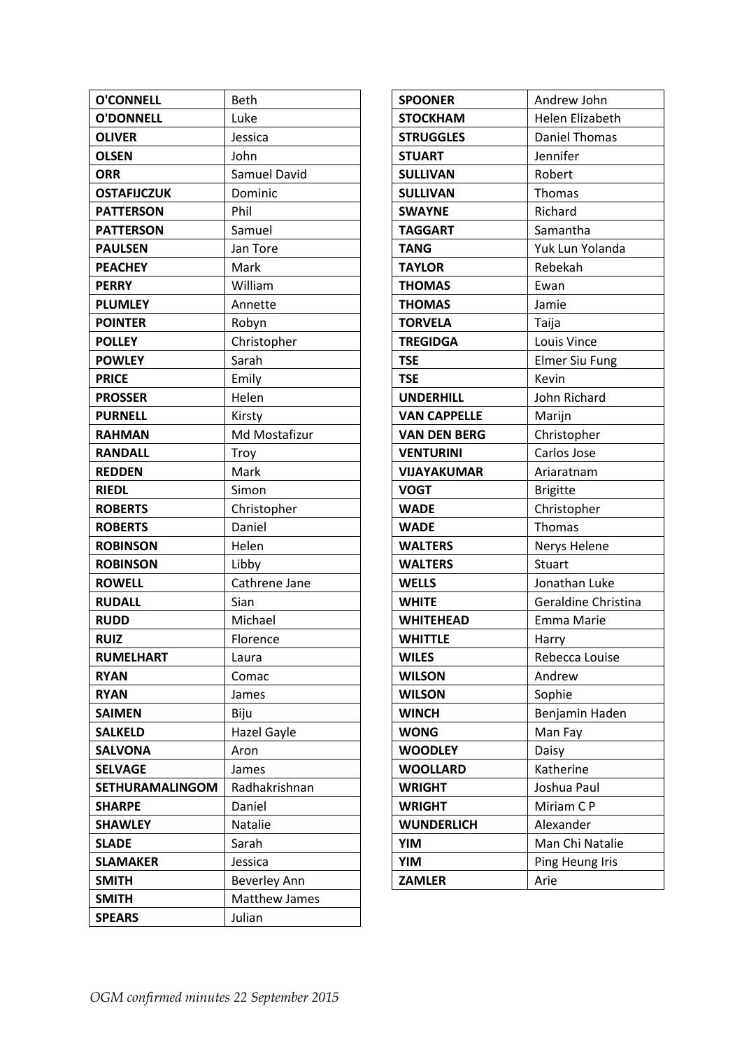| | |
|---|---|
| **O'CONNELL** | Beth |
| **O'DONNELL** | Luke |
| **OLIVER** | Jessica |
| **OLSEN** | John |
| **ORR** | Samuel David |
| **OSTAFIJCZUK** | Dominic |
| **PATTERSON** | Phil |
| **PATTERSON** | Samuel |
| **PAULSEN** | Jan Tore |
| **PEACHEY** | Mark |
| **PERRY** | William |
| **PLUMLEY** | Annette |
| **POINTER** | Robyn |
| **POLLEY** | Christopher |
| **POWLEY** | Sarah |
| **PRICE** | Emily |
| **PROSSER** | Helen |
| **PURNELL** | Kirsty |
| **RAHMAN** | Md Mostafizur |
| **RANDALL** | Troy |
| **REDDEN** | Mark |
| **RIEDL** | Simon |
| **ROBERTS** | Christopher |
| **ROBERTS** | Daniel |
| **ROBINSON** | Helen |
| **ROBINSON** | Libby |
| **ROWELL** | Cathrene Jane |
| **RUDALL** | Sian |
| **RUDD** | Michael |
| **RUIZ** | Florence |
| **RUMELHART** | Laura |
| **RYAN** | Comac |
| **RYAN** | James |
| **SAIMEN** | Biju |
| **SALKELD** | Hazel Gayle |
| **SALVONA** | Aron |
| **SELVAGE** | James |
| **SETHURAMALINGOM** | Radhakrishnan |
| **SHARPE** | Daniel |
| **SHAWLEY** | Natalie |
| **SLADE** | Sarah |
| **SLAMAKER** | Jessica |
| **SMITH** | Beverley Ann |
| **SMITH** | Matthew James |
| **SPEARS** | Julian |
| **SPOONER** | Andrew John |
| **STOCKHAM** | Helen Elizabeth |
| **STRUGGLES** | Daniel Thomas |
| **STUART** | Jennifer |
| **SULLIVAN** | Robert |
| **SULLIVAN** | Thomas |
| **SWAYNE** | Richard |
| **TAGGART** | Samantha |
| **TANG** | Yuk Lun Yolanda |
| **TAYLOR** | Rebekah |
| **THOMAS** | Ewan |
| **THOMAS** | Jamie |
| **TORVELA** | Taija |
| **TREGIDGA** | Louis Vince |
| **TSE** | Elmer Siu Fung |
| **TSE** | Kevin |
| **UNDERHILL** | John Richard |
| **VAN CAPPELLE** | Marijn |
| **VAN DEN BERG** | Christopher |
| **VENTURINI** | Carlos Jose |
| **VIJAYAKUMAR** | Ariaratnam |
| **VOGT** | Brigitte |
| **WADE** | Christopher |
| **WADE** | Thomas |
| **WALTERS** | Nerys Helene |
| **WALTERS** | Stuart |
| **WELLS** | Jonathan Luke |
| **WHITE** | Geraldine Christina |
| **WHITEHEAD** | Emma Marie |
| **WHITTLE** | Harry |
| **WILES** | Rebecca Louise |
| **WILSON** | Andrew |
| **WILSON** | Sophie |
| **WINCH** | Benjamin Haden |
| **WONG** | Man Fay |
| **WOODLEY** | Daisy |
| **WOOLLARD** | Katherine |
| **WRIGHT** | Joshua Paul |
| **WRIGHT** | Miriam C P |
| **WUNDERLICH** | Alexander |
| **YIM** | Man Chi Natalie |
| **YIM** | Ping Heung Iris |
| **ZAMLER** | Arie |